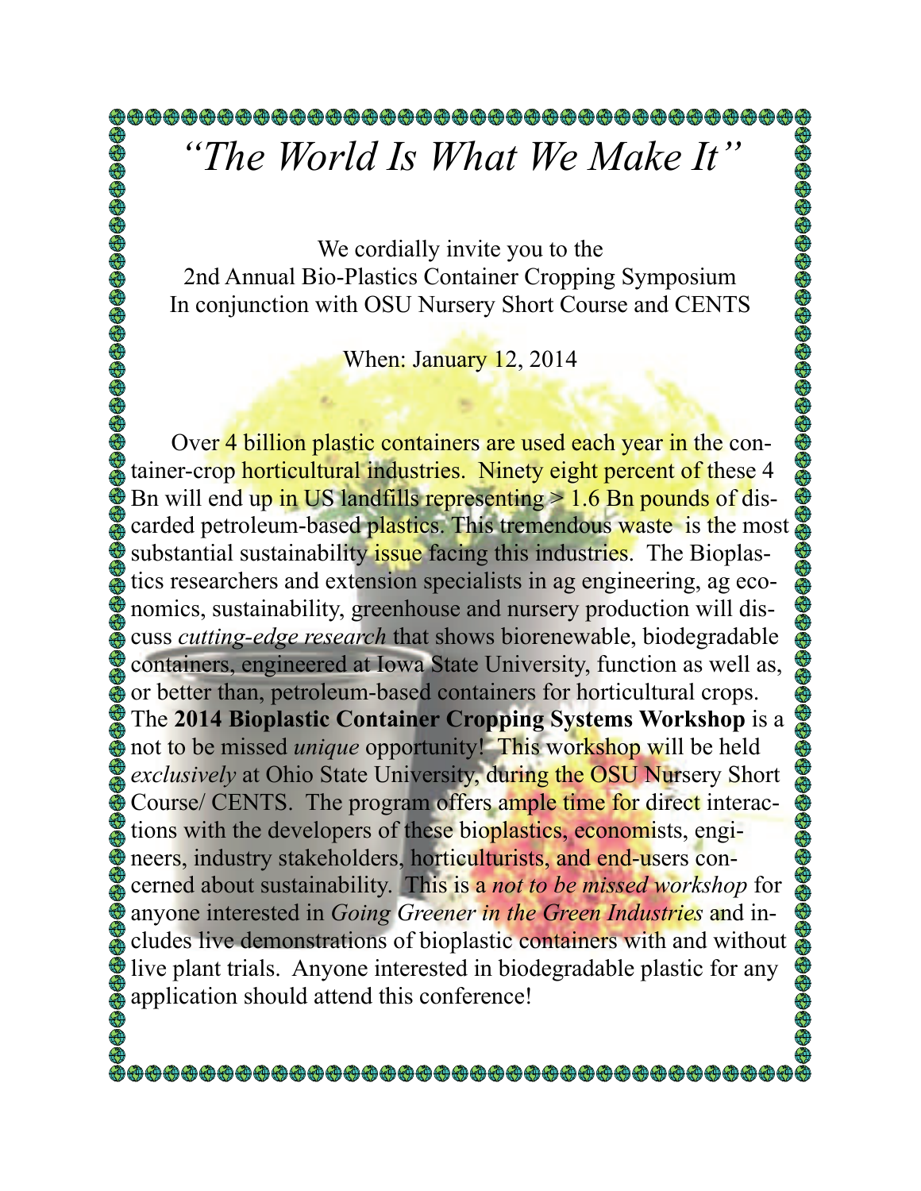# *"The World Is What We Make It"*

We cordially invite you to the
2nd Annual Bio-Plastics Container Cropping Symposium
In conjunction with OSU Nursery Short Course and CENTS

When: January 12, 2014

Over 4 billion plastic containers are used each year in the container-crop horticultural industries. Ninety eight percent of these 4 Bn will end up in US landfills representing > 1.6 Bn pounds of discarded petroleum-based plastics. This tremendous waste is the most substantial sustainability issue facing this industries. The Bioplastics researchers and extension specialists in ag engineering, ag economics, sustainability, greenhouse and nursery production will discuss *cutting-edge research* that shows biorenewable, biodegradable containers, engineered at Iowa State University, function as well as, or better than, petroleum-based containers for horticultural crops. The **2014 Bioplastic Container Cropping Systems Workshop** is a not to be missed *unique* opportunity! This workshop will be held *exclusively* at Ohio State University, during the OSU Nursery Short Course/ CENTS. The program offers ample time for direct interactions with the developers of these bioplastics, economists, engineers, industry stakeholders, horticulturists, and end-users concerned about sustainability. This is a *not to be missed workshop* for anyone interested in *Going Greener in the Green Industries* and includes live demonstrations of bioplastic containers with and without live plant trials. Anyone interested in biodegradable plastic for any application should attend this conference!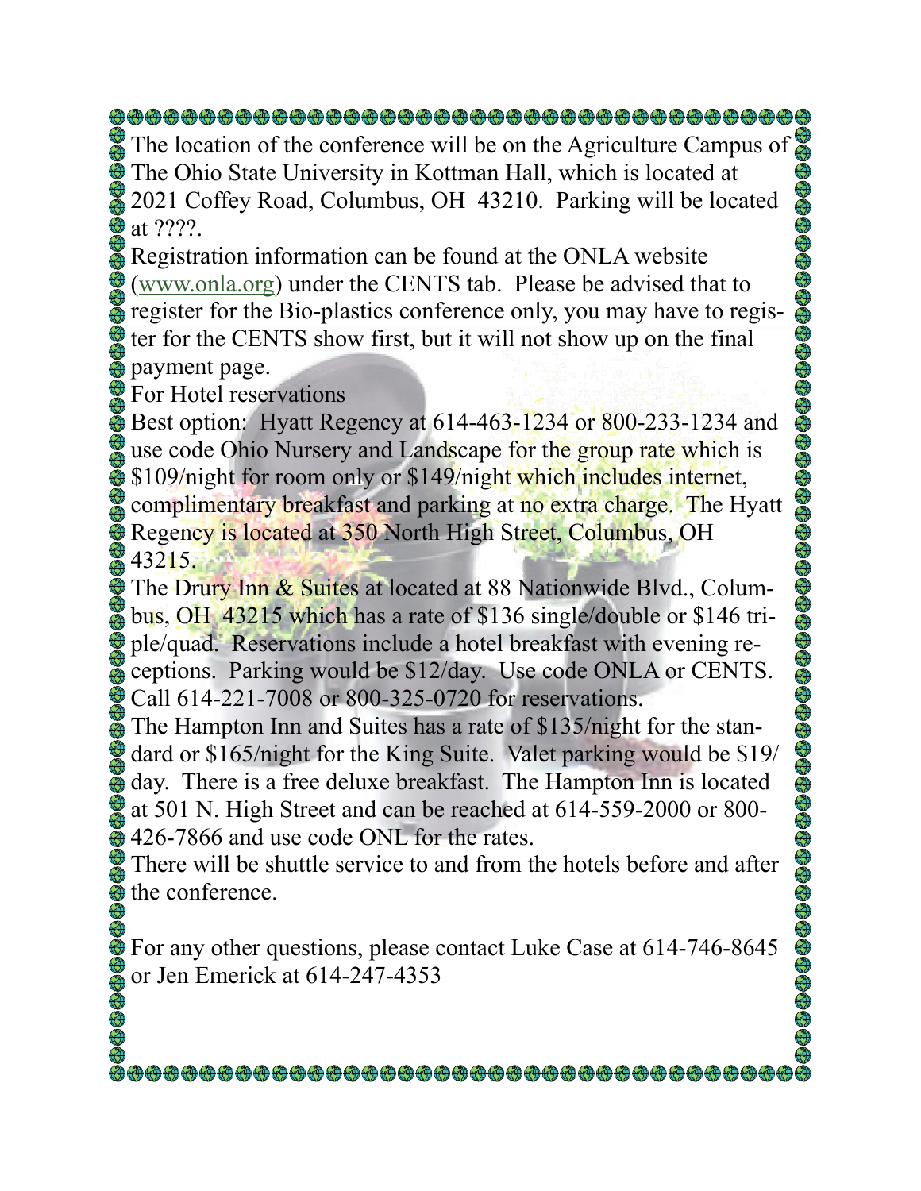The location of the conference will be on the Agriculture Campus of The Ohio State University in Kottman Hall, which is located at 2021 Coffey Road, Columbus, OH 43210. Parking will be located at ????.

Registration information can be found at the ONLA website (www.onla.org) under the CENTS tab. Please be advised that to register for the Bio-plastics conference only, you may have to register for the CENTS show first, but it will not show up on the final payment page.

For Hotel reservations

Best option: Hyatt Regency at 614-463-1234 or 800-233-1234 and use code Ohio Nursery and Landscape for the group rate which is $109/night for room only or $149/night which includes internet, complimentary breakfast and parking at no extra charge. The Hyatt Regency is located at 350 North High Street, Columbus, OH 43215.

The Drury Inn & Suites at located at 88 Nationwide Blvd., Columbus, OH 43215 which has a rate of $136 single/double or $146 triple/quad. Reservations include a hotel breakfast with evening receptions. Parking would be $12/day. Use code ONLA or CENTS. Call 614-221-7008 or 800-325-0720 for reservations.

The Hampton Inn and Suites has a rate of $135/night for the standard or $165/night for the King Suite. Valet parking would be $19/day. There is a free deluxe breakfast. The Hampton Inn is located at 501 N. High Street and can be reached at 614-559-2000 or 800-426-7866 and use code ONL for the rates.

There will be shuttle service to and from the hotels before and after the conference.

For any other questions, please contact Luke Case at 614-746-8645 or Jen Emerick at 614-247-4353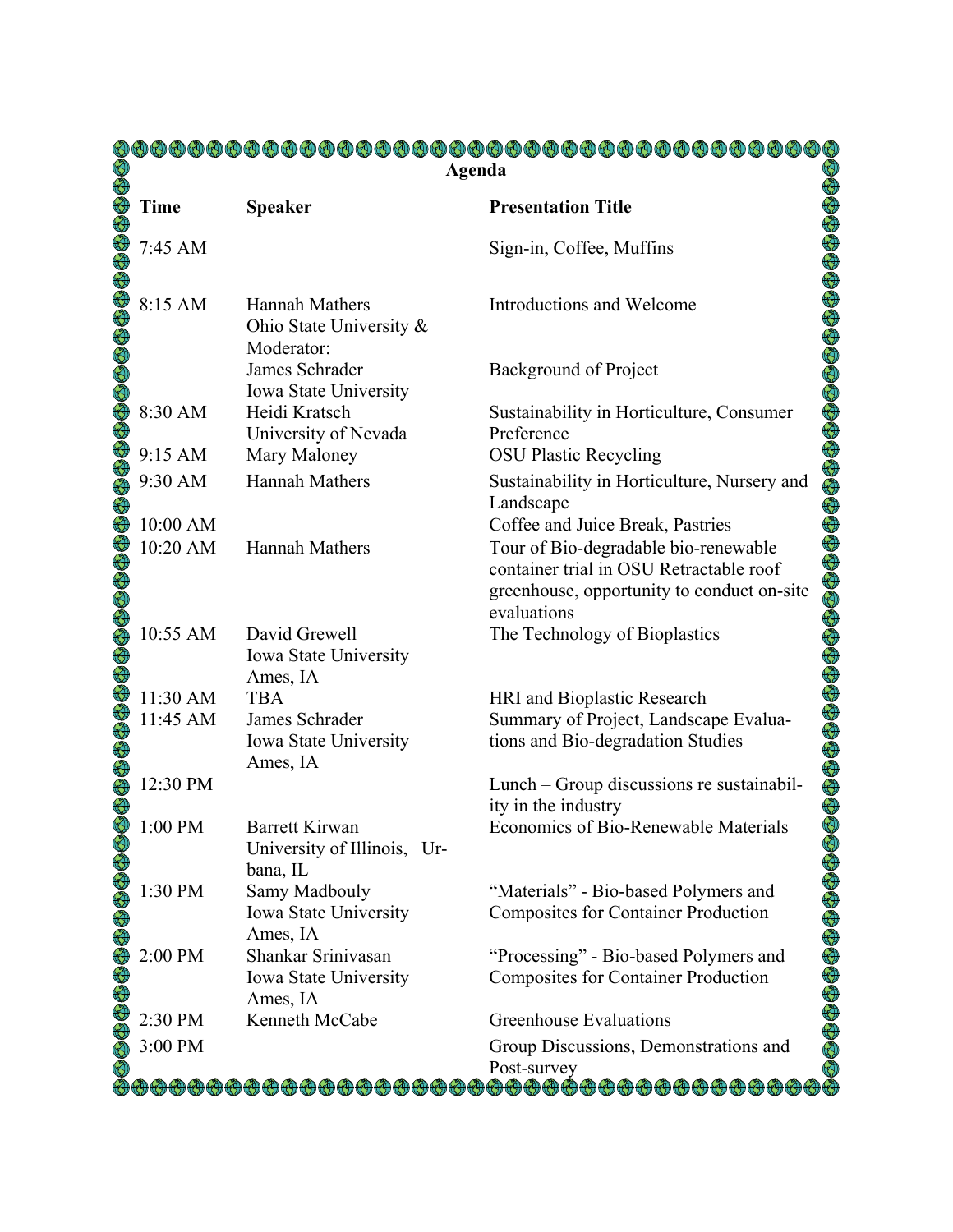## Agenda

| Time | Speaker | Presentation Title |
|---|---|---|
| 7:45 AM | | Sign-in, Coffee, Muffins |
| 8:15 AM | Hannah Mathers<br>Ohio State University &<br>Moderator: | Introductions and Welcome |
| | James Schrader<br>Iowa State University | Background of Project |
| 8:30 AM | Heidi Kratsch<br>University of Nevada | Sustainability in Horticulture, Consumer Preference |
| 9:15 AM | Mary Maloney | OSU Plastic Recycling |
| 9:30 AM | Hannah Mathers | Sustainability in Horticulture, Nursery and Landscape |
| 10:00 AM | | Coffee and Juice Break, Pastries |
| 10:20 AM | Hannah Mathers | Tour of Bio-degradable bio-renewable container trial in OSU Retractable roof greenhouse, opportunity to conduct on-site evaluations |
| 10:55 AM | David Grewell<br>Iowa State University<br>Ames, IA | The Technology of Bioplastics |
| 11:30 AM | TBA | HRI and Bioplastic Research |
| 11:45 AM | James Schrader<br>Iowa State University<br>Ames, IA | Summary of Project, Landscape Evaluations and Bio-degradation Studies |
| 12:30 PM | | Lunch – Group discussions re sustainability in the industry |
| 1:00 PM | Barrett Kirwan<br>University of Illinois, Urbana, IL | Economics of Bio-Renewable Materials |
| 1:30 PM | Samy Madbouly<br>Iowa State University<br>Ames, IA | "Materials" - Bio-based Polymers and Composites for Container Production |
| 2:00 PM | Shankar Srinivasan<br>Iowa State University<br>Ames, IA | "Processing" - Bio-based Polymers and Composites for Container Production |
| 2:30 PM | Kenneth McCabe | Greenhouse Evaluations |
| 3:00 PM | | Group Discussions, Demonstrations and Post-survey |